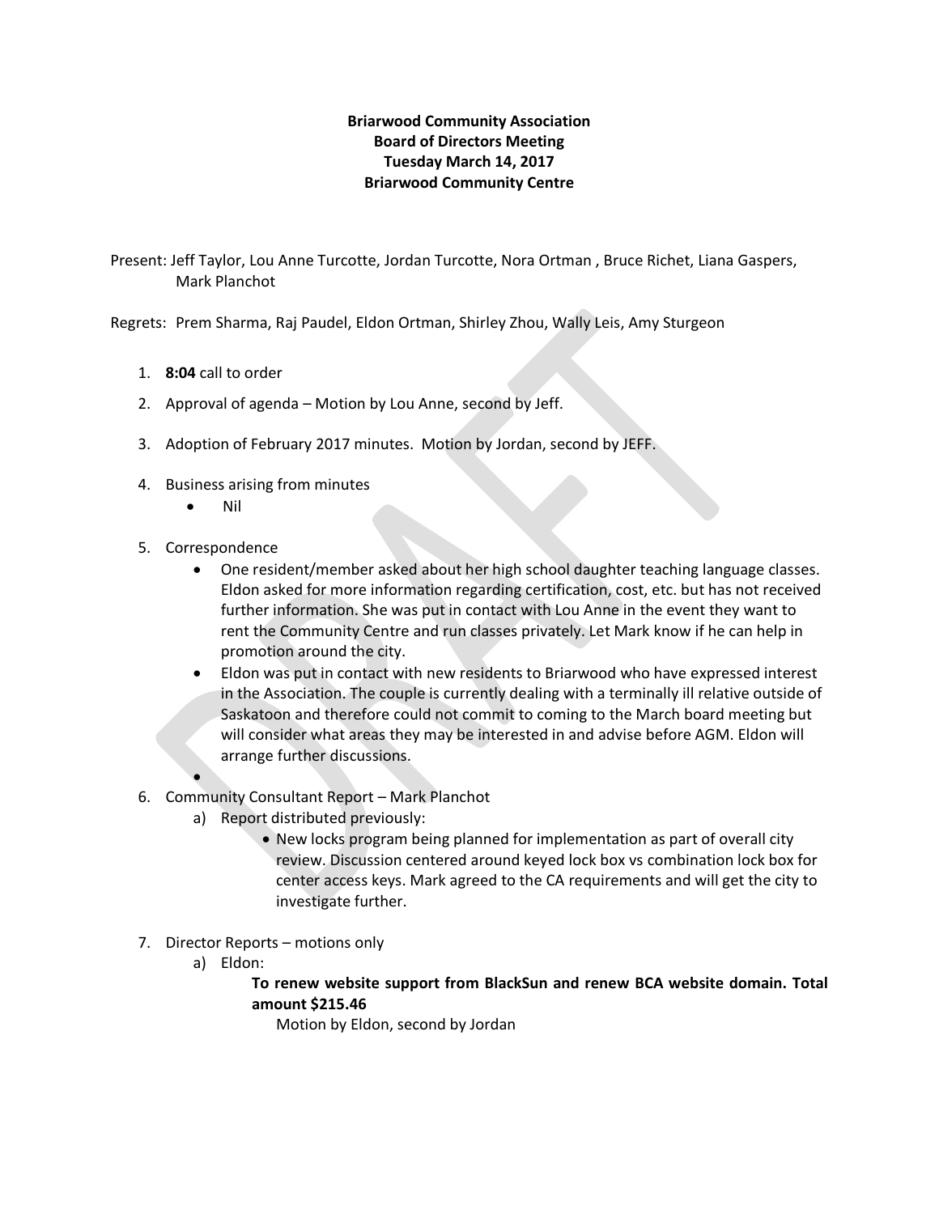**Briarwood Community Association**
**Board of Directors Meeting**
**Tuesday March 14, 2017**
**Briarwood Community Centre**

Present: Jeff Taylor, Lou Anne Turcotte, Jordan Turcotte, Nora Ortman , Bruce Richet, Liana Gaspers, Mark Planchot

Regrets: Prem Sharma, Raj Paudel, Eldon Ortman, Shirley Zhou, Wally Leis, Amy Sturgeon

1. **8:04** call to order
2. Approval of agenda – Motion by Lou Anne, second by Jeff.
3. Adoption of February 2017 minutes. Motion by Jordan, second by JEFF.
4. Business arising from minutes
   - Nil
5. Correspondence
   - One resident/member asked about her high school daughter teaching language classes. Eldon asked for more information regarding certification, cost, etc. but has not received further information. She was put in contact with Lou Anne in the event they want to rent the Community Centre and run classes privately. Let Mark know if he can help in promotion around the city.
   - Eldon was put in contact with new residents to Briarwood who have expressed interest in the Association. The couple is currently dealing with a terminally ill relative outside of Saskatoon and therefore could not commit to coming to the March board meeting but will consider what areas they may be interested in and advise before AGM. Eldon will arrange further discussions.
   - 
6. Community Consultant Report – Mark Planchot
   a) Report distributed previously:
      - New locks program being planned for implementation as part of overall city review. Discussion centered around keyed lock box vs combination lock box for center access keys. Mark agreed to the CA requirements and will get the city to investigate further.
7. Director Reports – motions only
   a) Eldon:

      **To renew website support from BlackSun and renew BCA website domain. Total amount $215.46**

      Motion by Eldon, second by Jordan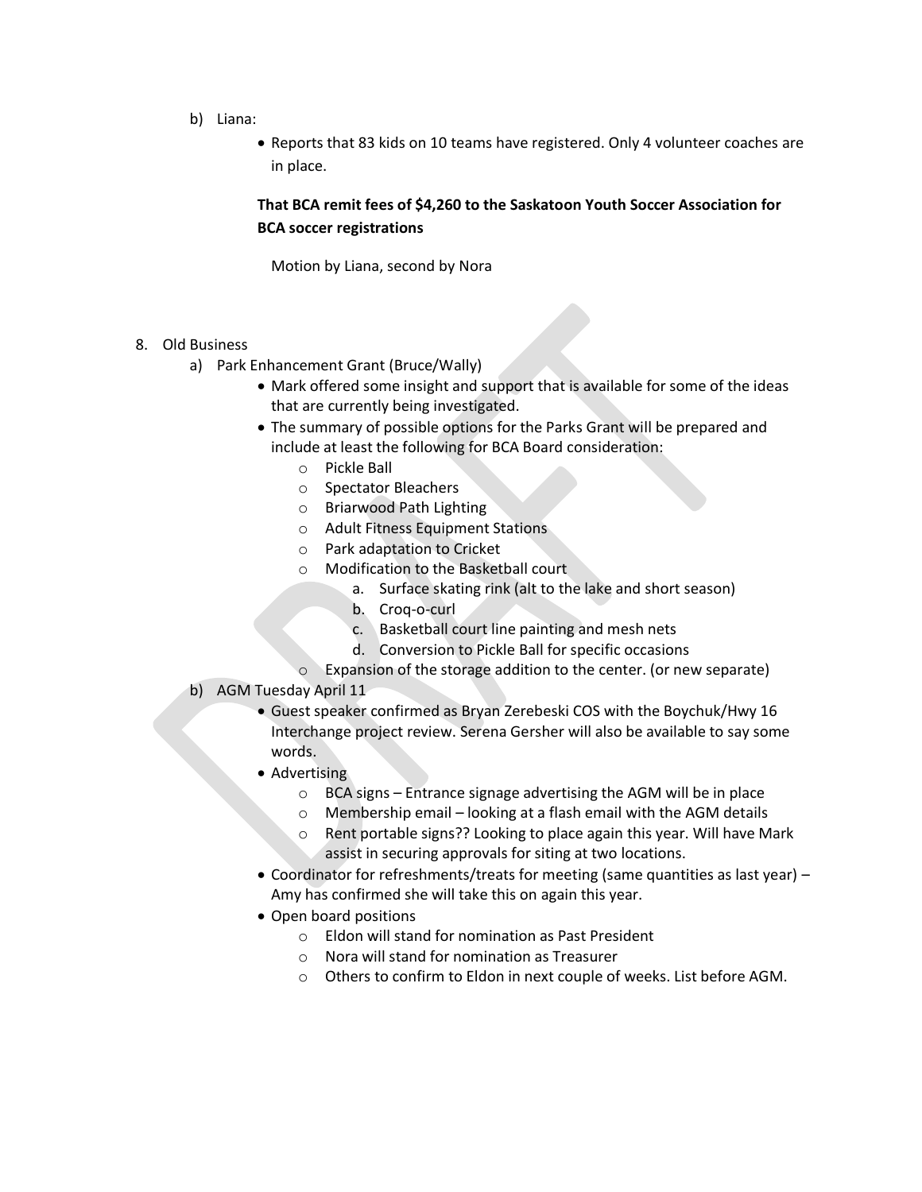b) Liana:

- Reports that 83 kids on 10 teams have registered. Only 4 volunteer coaches are in place.

**That BCA remit fees of $4,260 to the Saskatoon Youth Soccer Association for BCA soccer registrations**

Motion by Liana, second by Nora

8. Old Business
   a) Park Enhancement Grant (Bruce/Wally)
      - Mark offered some insight and support that is available for some of the ideas that are currently being investigated.
      - The summary of possible options for the Parks Grant will be prepared and include at least the following for BCA Board consideration:
        - Pickle Ball
        - Spectator Bleachers
        - Briarwood Path Lighting
        - Adult Fitness Equipment Stations
        - Park adaptation to Cricket
        - Modification to the Basketball court
          a. Surface skating rink (alt to the lake and short season)
          b. Croq-o-curl
          c. Basketball court line painting and mesh nets
          d. Conversion to Pickle Ball for specific occasions
        - Expansion of the storage addition to the center. (or new separate)
   b) AGM Tuesday April 11
      - Guest speaker confirmed as Bryan Zerebeski COS with the Boychuk/Hwy 16 Interchange project review. Serena Gersher will also be available to say some words.
      - Advertising
        - BCA signs – Entrance signage advertising the AGM will be in place
        - Membership email – looking at a flash email with the AGM details
        - Rent portable signs?? Looking to place again this year. Will have Mark assist in securing approvals for siting at two locations.
      - Coordinator for refreshments/treats for meeting (same quantities as last year) – Amy has confirmed she will take this on again this year.
      - Open board positions
        - Eldon will stand for nomination as Past President
        - Nora will stand for nomination as Treasurer
        - Others to confirm to Eldon in next couple of weeks. List before AGM.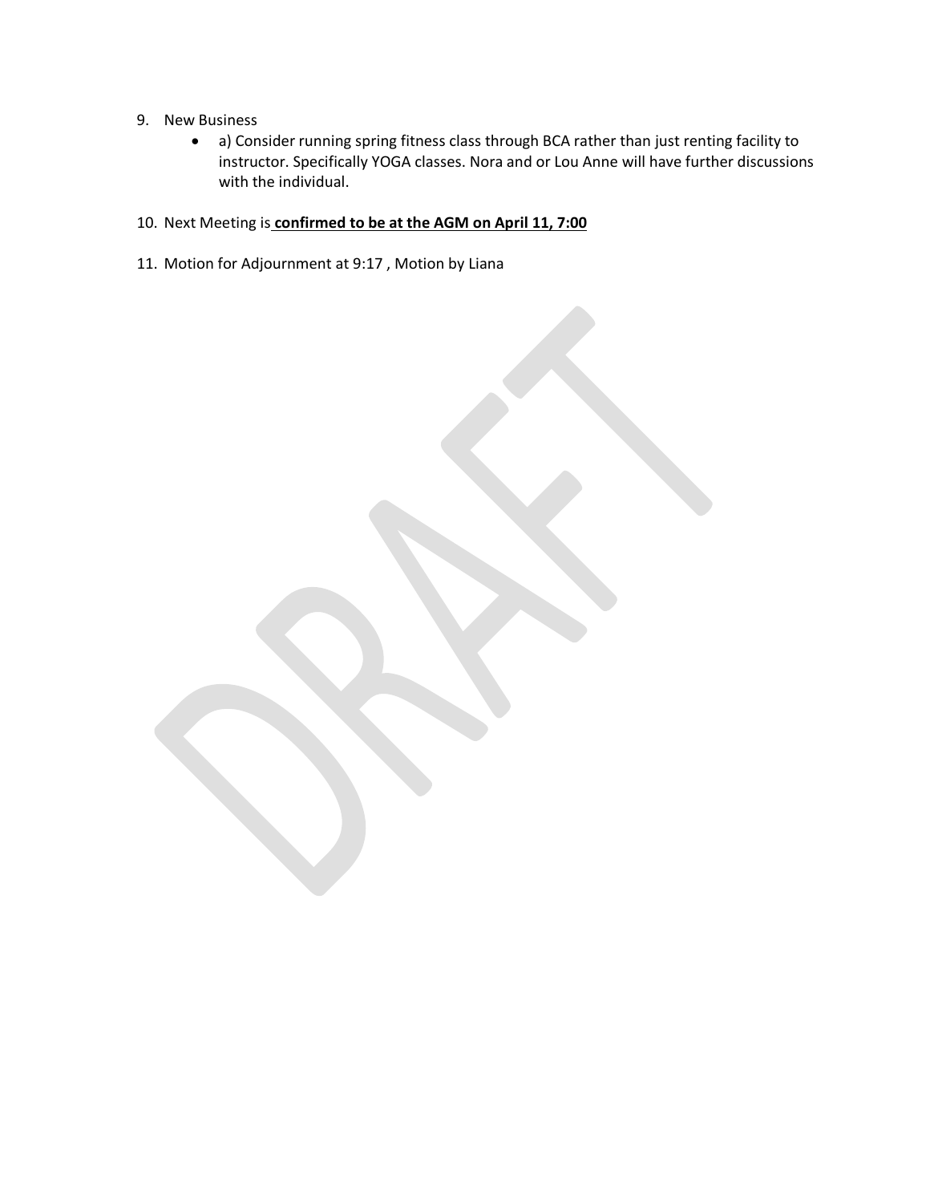9. New Business
    - a) Consider running spring fitness class through BCA rather than just renting facility to instructor. Specifically YOGA classes. Nora and or Lou Anne will have further discussions with the individual.

10. Next Meeting is **<u>confirmed to be at the AGM on April 11, 7:00</u>**

11. Motion for Adjournment at 9:17 , Motion by Liana